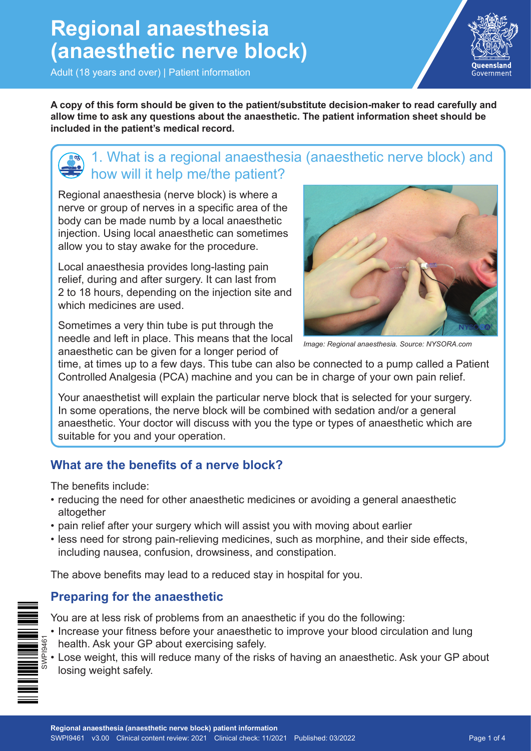# Regional anaesthesia (anaesthetic nerve block)

Adult (18 years and over) | Patient information

**A copy of this form should be given to the patient/substitute decision-maker to read carefully and allow time to ask any questions about the anaesthetic. The patient information sheet should be included in the patient's medical record.**

## 1. What is a regional anaesthesia (anaesthetic nerve block) and how will it help me/the patient?

Regional anaesthesia (nerve block) is where a nerve or group of nerves in a specific area of the body can be made numb by a local anaesthetic injection. Using local anaesthetic can sometimes allow you to stay awake for the procedure.

Local anaesthesia provides long-lasting pain relief, during and after surgery. It can last from 2 to 18 hours, depending on the injection site and which medicines are used.

*Image: Regional anaesthesia. Source: NYSORA.com*

Sometimes a very thin tube is put through the needle and left in place. This means that the local anaesthetic can be given for a longer period of time, at times up to a few days. This tube can also be connected to a pump called a Patient Controlled Analgesia (PCA) machine and you can be in charge of your own pain relief.

Your anaesthetist will explain the particular nerve block that is selected for your surgery. In some operations, the nerve block will be combined with sedation and/or a general anaesthetic. Your doctor will discuss with you the type or types of anaesthetic which are suitable for you and your operation.

### What are the benefits of a nerve block?

The benefits include:

- reducing the need for other anaesthetic medicines or avoiding a general anaesthetic altogether
- pain relief after your surgery which will assist you with moving about earlier
- less need for strong pain-relieving medicines, such as morphine, and their side effects, including nausea, confusion, drowsiness, and constipation.

The above benefits may lead to a reduced stay in hospital for you.

### Preparing for the anaesthetic

You are at less risk of problems from an anaesthetic if you do the following:

- Increase your fitness before your anaesthetic to improve your blood circulation and lung health. Ask your GP about exercising safely.
- Lose weight, this will reduce many of the risks of having an anaesthetic. Ask your GP about losing weight safely.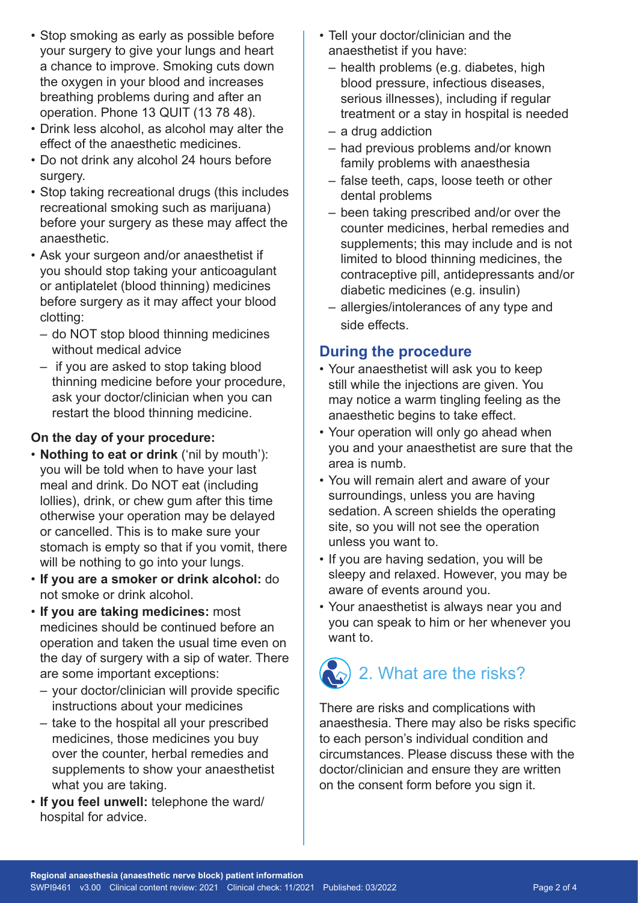- Stop smoking as early as possible before your surgery to give your lungs and heart a chance to improve. Smoking cuts down the oxygen in your blood and increases breathing problems during and after an operation. Phone 13 QUIT (13 78 48).
- Drink less alcohol, as alcohol may alter the effect of the anaesthetic medicines.
- Do not drink any alcohol 24 hours before surgery.
- Stop taking recreational drugs (this includes recreational smoking such as marijuana) before your surgery as these may affect the anaesthetic.
- Ask your surgeon and/or anaesthetist if you should stop taking your anticoagulant or antiplatelet (blood thinning) medicines before surgery as it may affect your blood clotting:
  - do NOT stop blood thinning medicines without medical advice
  - if you are asked to stop taking blood thinning medicine before your procedure, ask your doctor/clinician when you can restart the blood thinning medicine.

**On the day of your procedure:**

- **Nothing to eat or drink** ('nil by mouth'): you will be told when to have your last meal and drink. Do NOT eat (including lollies), drink, or chew gum after this time otherwise your operation may be delayed or cancelled. This is to make sure your stomach is empty so that if you vomit, there will be nothing to go into your lungs.
- **If you are a smoker or drink alcohol:** do not smoke or drink alcohol.
- **If you are taking medicines:** most medicines should be continued before an operation and taken the usual time even on the day of surgery with a sip of water. There are some important exceptions:
  - your doctor/clinician will provide specific instructions about your medicines
  - take to the hospital all your prescribed medicines, those medicines you buy over the counter, herbal remedies and supplements to show your anaesthetist what you are taking.
- **If you feel unwell:** telephone the ward/hospital for advice.
- Tell your doctor/clinician and the anaesthetist if you have:
  - health problems (e.g. diabetes, high blood pressure, infectious diseases, serious illnesses), including if regular treatment or a stay in hospital is needed
  - a drug addiction
  - had previous problems and/or known family problems with anaesthesia
  - false teeth, caps, loose teeth or other dental problems
  - been taking prescribed and/or over the counter medicines, herbal remedies and supplements; this may include and is not limited to blood thinning medicines, the contraceptive pill, antidepressants and/or diabetic medicines (e.g. insulin)
  - allergies/intolerances of any type and side effects.

### During the procedure

- Your anaesthetist will ask you to keep still while the injections are given. You may notice a warm tingling feeling as the anaesthetic begins to take effect.
- Your operation will only go ahead when you and your anaesthetist are sure that the area is numb.
- You will remain alert and aware of your surroundings, unless you are having sedation. A screen shields the operating site, so you will not see the operation unless you want to.
- If you are having sedation, you will be sleepy and relaxed. However, you may be aware of events around you.
- Your anaesthetist is always near you and you can speak to him or her whenever you want to.

## 2. What are the risks?

There are risks and complications with anaesthesia. There may also be risks specific to each person's individual condition and circumstances. Please discuss these with the doctor/clinician and ensure they are written on the consent form before you sign it.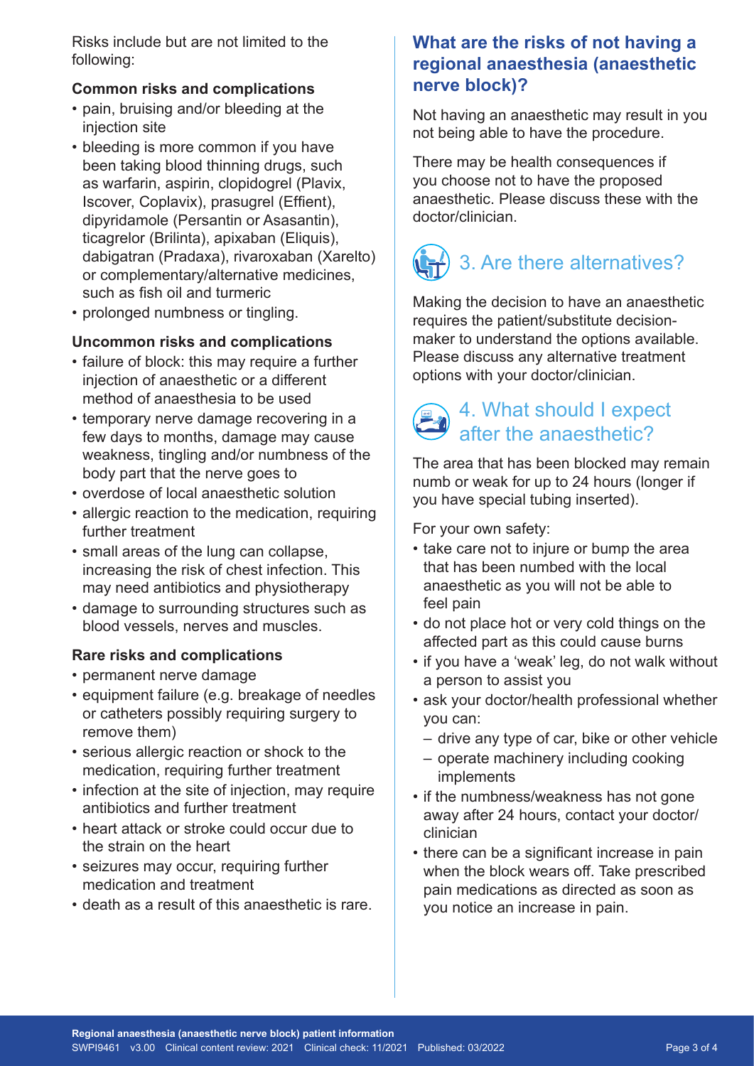Risks include but are not limited to the following:

**Common risks and complications**

- pain, bruising and/or bleeding at the injection site
- bleeding is more common if you have been taking blood thinning drugs, such as warfarin, aspirin, clopidogrel (Plavix, Iscover, Coplavix), prasugrel (Effient), dipyridamole (Persantin or Asasantin), ticagrelor (Brilinta), apixaban (Eliquis), dabigatran (Pradaxa), rivaroxaban (Xarelto) or complementary/alternative medicines, such as fish oil and turmeric
- prolonged numbness or tingling.

**Uncommon risks and complications**

- failure of block: this may require a further injection of anaesthetic or a different method of anaesthesia to be used
- temporary nerve damage recovering in a few days to months, damage may cause weakness, tingling and/or numbness of the body part that the nerve goes to
- overdose of local anaesthetic solution
- allergic reaction to the medication, requiring further treatment
- small areas of the lung can collapse, increasing the risk of chest infection. This may need antibiotics and physiotherapy
- damage to surrounding structures such as blood vessels, nerves and muscles.

**Rare risks and complications**

- permanent nerve damage
- equipment failure (e.g. breakage of needles or catheters possibly requiring surgery to remove them)
- serious allergic reaction or shock to the medication, requiring further treatment
- infection at the site of injection, may require antibiotics and further treatment
- heart attack or stroke could occur due to the strain on the heart
- seizures may occur, requiring further medication and treatment
- death as a result of this anaesthetic is rare.

### What are the risks of not having a regional anaesthesia (anaesthetic nerve block)?

Not having an anaesthetic may result in you not being able to have the procedure.

There may be health consequences if you choose not to have the proposed anaesthetic. Please discuss these with the doctor/clinician.

## 3. Are there alternatives?

Making the decision to have an anaesthetic requires the patient/substitute decision-maker to understand the options available. Please discuss any alternative treatment options with your doctor/clinician.

## 4. What should I expect after the anaesthetic?

The area that has been blocked may remain numb or weak for up to 24 hours (longer if you have special tubing inserted).

For your own safety:

- take care not to injure or bump the area that has been numbed with the local anaesthetic as you will not be able to feel pain
- do not place hot or very cold things on the affected part as this could cause burns
- if you have a 'weak' leg, do not walk without a person to assist you
- ask your doctor/health professional whether you can:
  - drive any type of car, bike or other vehicle
  - operate machinery including cooking implements
- if the numbness/weakness has not gone away after 24 hours, contact your doctor/clinician
- there can be a significant increase in pain when the block wears off. Take prescribed pain medications as directed as soon as you notice an increase in pain.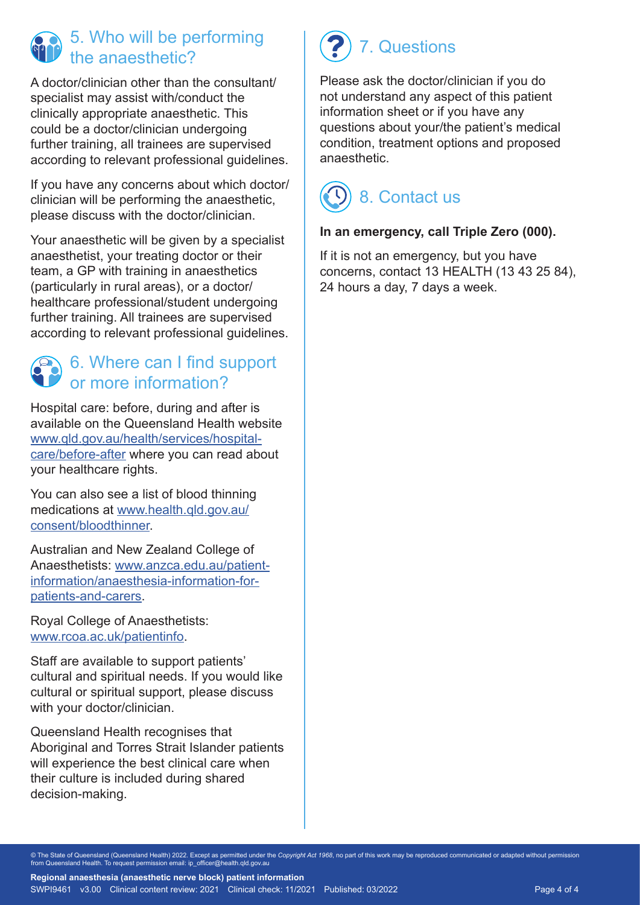## 5. Who will be performing the anaesthetic?

A doctor/clinician other than the consultant/specialist may assist with/conduct the clinically appropriate anaesthetic. This could be a doctor/clinician undergoing further training, all trainees are supervised according to relevant professional guidelines.

If you have any concerns about which doctor/clinician will be performing the anaesthetic, please discuss with the doctor/clinician.

Your anaesthetic will be given by a specialist anaesthetist, your treating doctor or their team, a GP with training in anaesthetics (particularly in rural areas), or a doctor/healthcare professional/student undergoing further training. All trainees are supervised according to relevant professional guidelines.

## 6. Where can I find support or more information?

Hospital care: before, during and after is available on the Queensland Health website www.qld.gov.au/health/services/hospital-care/before-after where you can read about your healthcare rights.

You can also see a list of blood thinning medications at www.health.qld.gov.au/consent/bloodthinner.

Australian and New Zealand College of Anaesthetists: www.anzca.edu.au/patient-information/anaesthesia-information-for-patients-and-carers.

Royal College of Anaesthetists: www.rcoa.ac.uk/patientinfo.

Staff are available to support patients' cultural and spiritual needs. If you would like cultural or spiritual support, please discuss with your doctor/clinician.

Queensland Health recognises that Aboriginal and Torres Strait Islander patients will experience the best clinical care when their culture is included during shared decision-making.

## 7. Questions

Please ask the doctor/clinician if you do not understand any aspect of this patient information sheet or if you have any questions about your/the patient's medical condition, treatment options and proposed anaesthetic.

## 8. Contact us

**In an emergency, call Triple Zero (000).**

If it is not an emergency, but you have concerns, contact 13 HEALTH (13 43 25 84), 24 hours a day, 7 days a week.

© The State of Queensland (Queensland Health) 2022. Except as permitted under the *Copyright Act 1968*, no part of this work may be reproduced communicated or adapted without permission from Queensland Health. To request permission email: ip_officer@health.qld.gov.au

**Regional anaesthesia (anaesthetic nerve block) patient information**
SWPI9461 v3.00 Clinical content review: 2021 Clinical check: 11/2021 Published: 03/2022